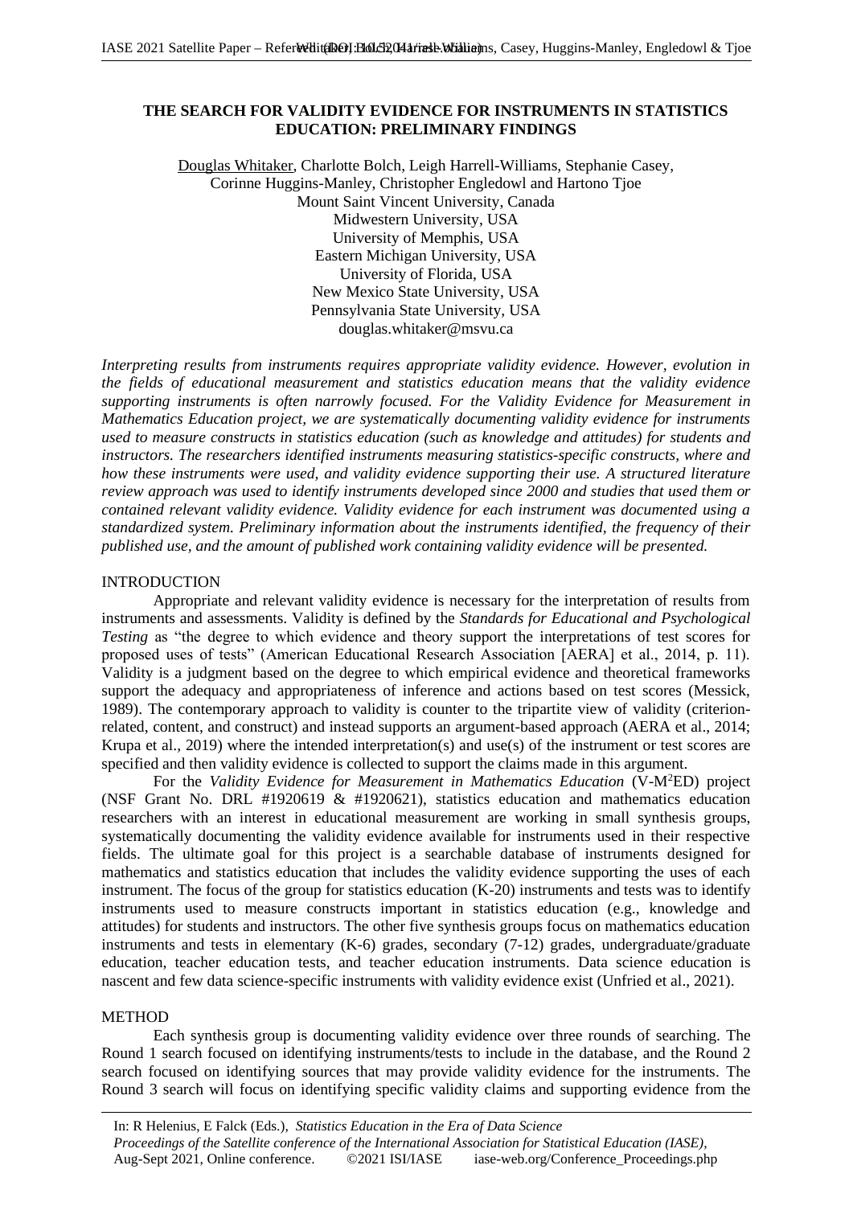# THE SEARCH FOR VALIDITY EVIDENCE FOR INSTRUMENTS IN STATISTICS EDUCATION: PRELIMINARY FINDINGS

Douglas Whitaker, Charlotte Bolch, Leigh Harrell-Williams, Stephanie Casey, Corinne Huggins-Manley, Christopher Engledowl and Hartono Tjoe
Mount Saint Vincent University, Canada
Midwestern University, USA
University of Memphis, USA
Eastern Michigan University, USA
University of Florida, USA
New Mexico State University, USA
Pennsylvania State University, USA
douglas.whitaker@msvu.ca

*Interpreting results from instruments requires appropriate validity evidence. However, evolution in the fields of educational measurement and statistics education means that the validity evidence supporting instruments is often narrowly focused. For the Validity Evidence for Measurement in Mathematics Education project, we are systematically documenting validity evidence for instruments used to measure constructs in statistics education (such as knowledge and attitudes) for students and instructors. The researchers identified instruments measuring statistics-specific constructs, where and how these instruments were used, and validity evidence supporting their use. A structured literature review approach was used to identify instruments developed since 2000 and studies that used them or contained relevant validity evidence. Validity evidence for each instrument was documented using a standardized system. Preliminary information about the instruments identified, the frequency of their published use, and the amount of published work containing validity evidence will be presented.*

## INTRODUCTION

Appropriate and relevant validity evidence is necessary for the interpretation of results from instruments and assessments. Validity is defined by the *Standards for Educational and Psychological Testing* as "the degree to which evidence and theory support the interpretations of test scores for proposed uses of tests" (American Educational Research Association [AERA] et al., 2014, p. 11). Validity is a judgment based on the degree to which empirical evidence and theoretical frameworks support the adequacy and appropriateness of inference and actions based on test scores (Messick, 1989). The contemporary approach to validity is counter to the tripartite view of validity (criterion-related, content, and construct) and instead supports an argument-based approach (AERA et al., 2014; Krupa et al., 2019) where the intended interpretation(s) and use(s) of the instrument or test scores are specified and then validity evidence is collected to support the claims made in this argument.

For the *Validity Evidence for Measurement in Mathematics Education* (V-M$^2$ED) project (NSF Grant No. DRL #1920619 & #1920621), statistics education and mathematics education researchers with an interest in educational measurement are working in small synthesis groups, systematically documenting the validity evidence available for instruments used in their respective fields. The ultimate goal for this project is a searchable database of instruments designed for mathematics and statistics education that includes the validity evidence supporting the uses of each instrument. The focus of the group for statistics education (K-20) instruments and tests was to identify instruments used to measure constructs important in statistics education (e.g., knowledge and attitudes) for students and instructors. The other five synthesis groups focus on mathematics education instruments and tests in elementary (K-6) grades, secondary (7-12) grades, undergraduate/graduate education, teacher education tests, and teacher education instruments. Data science education is nascent and few data science-specific instruments with validity evidence exist (Unfried et al., 2021).

## METHOD

Each synthesis group is documenting validity evidence over three rounds of searching. The Round 1 search focused on identifying instruments/tests to include in the database, and the Round 2 search focused on identifying sources that may provide validity evidence for the instruments. The Round 3 search will focus on identifying specific validity claims and supporting evidence from the

In: R Helenius, E Falck (Eds.), *Statistics Education in the Era of Data Science*
*Proceedings of the Satellite conference of the International Association for Statistical Education (IASE)*, Aug-Sept 2021, Online conference. ©2021 ISI/IASE iase-web.org/Conference_Proceedings.php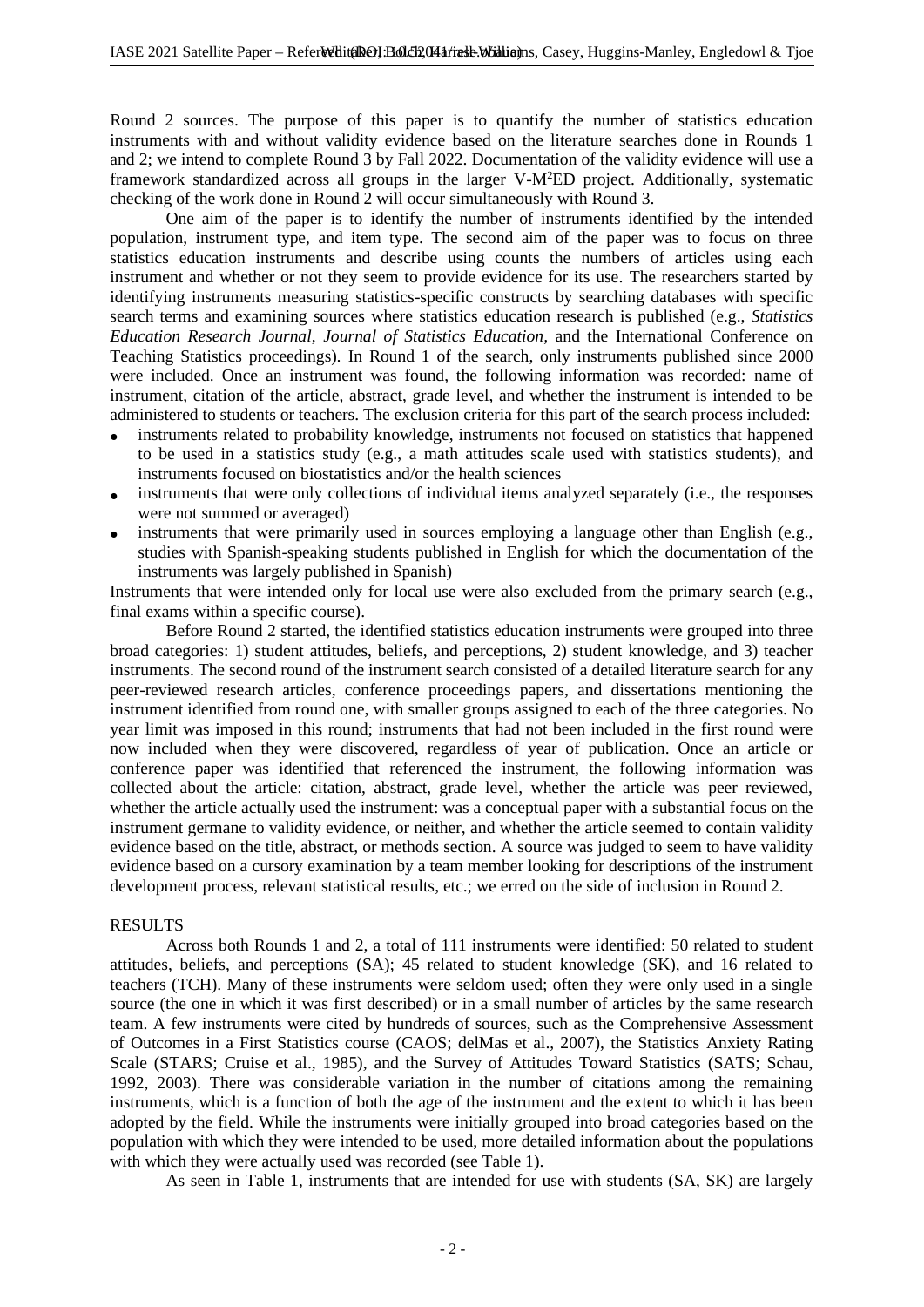Round 2 sources. The purpose of this paper is to quantify the number of statistics education instruments with and without validity evidence based on the literature searches done in Rounds 1 and 2; we intend to complete Round 3 by Fall 2022. Documentation of the validity evidence will use a framework standardized across all groups in the larger V-M[2]ED project. Additionally, systematic checking of the work done in Round 2 will occur simultaneously with Round 3.

One aim of the paper is to identify the number of instruments identified by the intended population, instrument type, and item type. The second aim of the paper was to focus on three statistics education instruments and describe using counts the numbers of articles using each instrument and whether or not they seem to provide evidence for its use. The researchers started by identifying instruments measuring statistics-specific constructs by searching databases with specific search terms and examining sources where statistics education research is published (e.g., *Statistics Education Research Journal*, *Journal of Statistics Education*, and the International Conference on Teaching Statistics proceedings). In Round 1 of the search, only instruments published since 2000 were included. Once an instrument was found, the following information was recorded: name of instrument, citation of the article, abstract, grade level, and whether the instrument is intended to be administered to students or teachers. The exclusion criteria for this part of the search process included:

- instruments related to probability knowledge, instruments not focused on statistics that happened to be used in a statistics study (e.g., a math attitudes scale used with statistics students), and instruments focused on biostatistics and/or the health sciences
- instruments that were only collections of individual items analyzed separately (i.e., the responses were not summed or averaged)
- instruments that were primarily used in sources employing a language other than English (e.g., studies with Spanish-speaking students published in English for which the documentation of the instruments was largely published in Spanish)

Instruments that were intended only for local use were also excluded from the primary search (e.g., final exams within a specific course).

Before Round 2 started, the identified statistics education instruments were grouped into three broad categories: 1) student attitudes, beliefs, and perceptions, 2) student knowledge, and 3) teacher instruments. The second round of the instrument search consisted of a detailed literature search for any peer-reviewed research articles, conference proceedings papers, and dissertations mentioning the instrument identified from round one, with smaller groups assigned to each of the three categories. No year limit was imposed in this round; instruments that had not been included in the first round were now included when they were discovered, regardless of year of publication. Once an article or conference paper was identified that referenced the instrument, the following information was collected about the article: citation, abstract, grade level, whether the article was peer reviewed, whether the article actually used the instrument: was a conceptual paper with a substantial focus on the instrument germane to validity evidence, or neither, and whether the article seemed to contain validity evidence based on the title, abstract, or methods section. A source was judged to seem to have validity evidence based on a cursory examination by a team member looking for descriptions of the instrument development process, relevant statistical results, etc.; we erred on the side of inclusion in Round 2.

## RESULTS

Across both Rounds 1 and 2, a total of 111 instruments were identified: 50 related to student attitudes, beliefs, and perceptions (SA); 45 related to student knowledge (SK), and 16 related to teachers (TCH). Many of these instruments were seldom used; often they were only used in a single source (the one in which it was first described) or in a small number of articles by the same research team. A few instruments were cited by hundreds of sources, such as the Comprehensive Assessment of Outcomes in a First Statistics course (CAOS; delMas et al., 2007), the Statistics Anxiety Rating Scale (STARS; Cruise et al., 1985), and the Survey of Attitudes Toward Statistics (SATS; Schau, 1992, 2003). There was considerable variation in the number of citations among the remaining instruments, which is a function of both the age of the instrument and the extent to which it has been adopted by the field. While the instruments were initially grouped into broad categories based on the population with which they were intended to be used, more detailed information about the populations with which they were actually used was recorded (see Table 1).

As seen in Table 1, instruments that are intended for use with students (SA, SK) are largely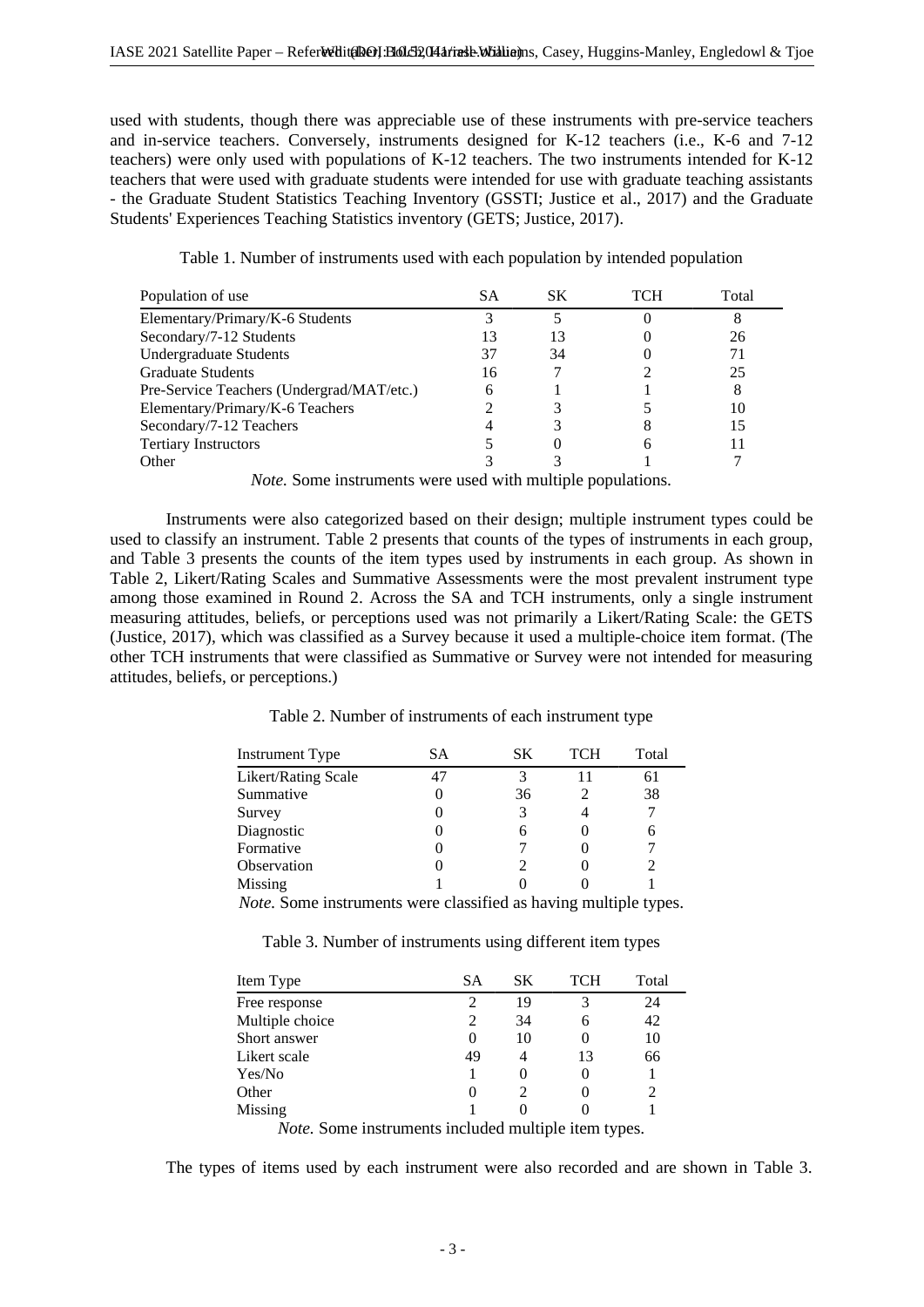used with students, though there was appreciable use of these instruments with pre-service teachers and in-service teachers. Conversely, instruments designed for K-12 teachers (i.e., K-6 and 7-12 teachers) were only used with populations of K-12 teachers. The two instruments intended for K-12 teachers that were used with graduate students were intended for use with graduate teaching assistants - the Graduate Student Statistics Teaching Inventory (GSSTI; Justice et al., 2017) and the Graduate Students' Experiences Teaching Statistics inventory (GETS; Justice, 2017).

Table 1. Number of instruments used with each population by intended population

| Population of use | SA | SK | TCH | Total |
|---|---|---|---|---|
| Elementary/Primary/K-6 Students | 3 | 5 | 0 | 8 |
| Secondary/7-12 Students | 13 | 13 | 0 | 26 |
| Undergraduate Students | 37 | 34 | 0 | 71 |
| Graduate Students | 16 | 7 | 2 | 25 |
| Pre-Service Teachers (Undergrad/MAT/etc.) | 6 | 1 | 1 | 8 |
| Elementary/Primary/K-6 Teachers | 2 | 3 | 5 | 10 |
| Secondary/7-12 Teachers | 4 | 3 | 8 | 15 |
| Tertiary Instructors | 5 | 0 | 6 | 11 |
| Other | 3 | 3 | 1 | 7 |

*Note.* Some instruments were used with multiple populations.

Instruments were also categorized based on their design; multiple instrument types could be used to classify an instrument. Table 2 presents that counts of the types of instruments in each group, and Table 3 presents the counts of the item types used by instruments in each group. As shown in Table 2, Likert/Rating Scales and Summative Assessments were the most prevalent instrument type among those examined in Round 2. Across the SA and TCH instruments, only a single instrument measuring attitudes, beliefs, or perceptions used was not primarily a Likert/Rating Scale: the GETS (Justice, 2017), which was classified as a Survey because it used a multiple-choice item format. (The other TCH instruments that were classified as Summative or Survey were not intended for measuring attitudes, beliefs, or perceptions.)

Table 2. Number of instruments of each instrument type

| Instrument Type | SA | SK | TCH | Total |
|---|---|---|---|---|
| Likert/Rating Scale | 47 | 3 | 11 | 61 |
| Summative | 0 | 36 | 2 | 38 |
| Survey | 0 | 3 | 4 | 7 |
| Diagnostic | 0 | 6 | 0 | 6 |
| Formative | 0 | 7 | 0 | 7 |
| Observation | 0 | 2 | 0 | 2 |
| Missing | 1 | 0 | 0 | 1 |

*Note.* Some instruments were classified as having multiple types.

Table 3. Number of instruments using different item types

| Item Type | SA | SK | TCH | Total |
|---|---|---|---|---|
| Free response | 2 | 19 | 3 | 24 |
| Multiple choice | 2 | 34 | 6 | 42 |
| Short answer | 0 | 10 | 0 | 10 |
| Likert scale | 49 | 4 | 13 | 66 |
| Yes/No | 1 | 0 | 0 | 1 |
| Other | 0 | 2 | 0 | 2 |
| Missing | 1 | 0 | 0 | 1 |

*Note.* Some instruments included multiple item types.

The types of items used by each instrument were also recorded and are shown in Table 3.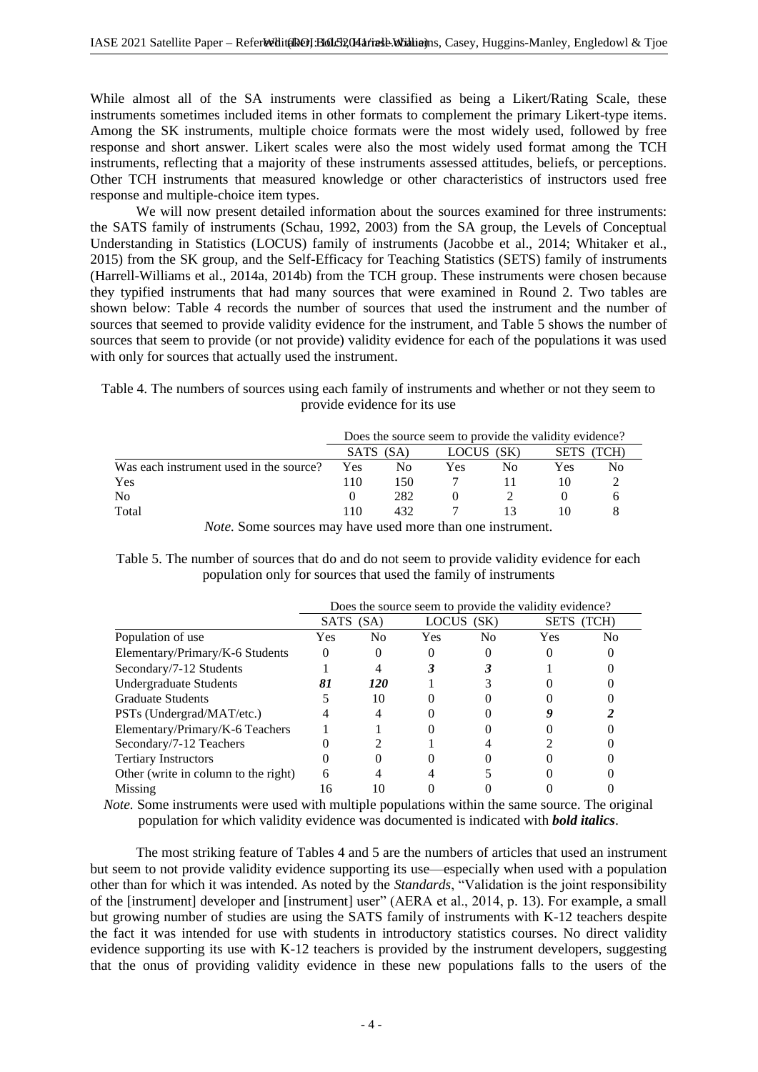While almost all of the SA instruments were classified as being a Likert/Rating Scale, these instruments sometimes included items in other formats to complement the primary Likert-type items. Among the SK instruments, multiple choice formats were the most widely used, followed by free response and short answer. Likert scales were also the most widely used format among the TCH instruments, reflecting that a majority of these instruments assessed attitudes, beliefs, or perceptions. Other TCH instruments that measured knowledge or other characteristics of instructors used free response and multiple-choice item types.

We will now present detailed information about the sources examined for three instruments: the SATS family of instruments (Schau, 1992, 2003) from the SA group, the Levels of Conceptual Understanding in Statistics (LOCUS) family of instruments (Jacobbe et al., 2014; Whitaker et al., 2015) from the SK group, and the Self-Efficacy for Teaching Statistics (SETS) family of instruments (Harrell-Williams et al., 2014a, 2014b) from the TCH group. These instruments were chosen because they typified instruments that had many sources that were examined in Round 2. Two tables are shown below: Table 4 records the number of sources that used the instrument and the number of sources that seemed to provide validity evidence for the instrument, and Table 5 shows the number of sources that seem to provide (or not provide) validity evidence for each of the populations it was used with only for sources that actually used the instrument.

Table 4. The numbers of sources using each family of instruments and whether or not they seem to provide evidence for its use

| | Does the source seem to provide the validity evidence? | | | | | |
|---|---|---|---|---|---|---|
| | SATS (SA) | | LOCUS (SK) | | SETS (TCH) | |
| Was each instrument used in the source? | Yes | No | Yes | No | Yes | No |
| Yes | 110 | 150 | 7 | 11 | 10 | 2 |
| No | 0 | 282 | 0 | 2 | 0 | 6 |
| Total | 110 | 432 | 7 | 13 | 10 | 8 |

*Note.* Some sources may have used more than one instrument.

Table 5. The number of sources that do and do not seem to provide validity evidence for each population only for sources that used the family of instruments

| | Does the source seem to provide the validity evidence? | | | | | |
|---|---|---|---|---|---|---|
| | SATS (SA) | | LOCUS (SK) | | SETS (TCH) | |
| Population of use | Yes | No | Yes | No | Yes | No |
| Elementary/Primary/K-6 Students | 0 | 0 | 0 | 0 | 0 | 0 |
| Secondary/7-12 Students | 1 | 4 | ***3*** | ***3*** | 1 | 0 |
| Undergraduate Students | ***81*** | ***120*** | 1 | 3 | 0 | 0 |
| Graduate Students | 5 | 10 | 0 | 0 | 0 | 0 |
| PSTs (Undergrad/MAT/etc.) | 4 | 4 | 0 | 0 | ***9*** | ***2*** |
| Elementary/Primary/K-6 Teachers | 1 | 1 | 0 | 0 | 0 | 0 |
| Secondary/7-12 Teachers | 0 | 2 | 1 | 4 | 2 | 0 |
| Tertiary Instructors | 0 | 0 | 0 | 0 | 0 | 0 |
| Other (write in column to the right) | 6 | 4 | 4 | 5 | 0 | 0 |
| Missing | 16 | 10 | 0 | 0 | 0 | 0 |

*Note.* Some instruments were used with multiple populations within the same source. The original population for which validity evidence was documented is indicated with ***bold italics***.

The most striking feature of Tables 4 and 5 are the numbers of articles that used an instrument but seem to not provide validity evidence supporting its use—especially when used with a population other than for which it was intended. As noted by the *Standards*, "Validation is the joint responsibility of the [instrument] developer and [instrument] user" (AERA et al., 2014, p. 13). For example, a small but growing number of studies are using the SATS family of instruments with K-12 teachers despite the fact it was intended for use with students in introductory statistics courses. No direct validity evidence supporting its use with K-12 teachers is provided by the instrument developers, suggesting that the onus of providing validity evidence in these new populations falls to the users of the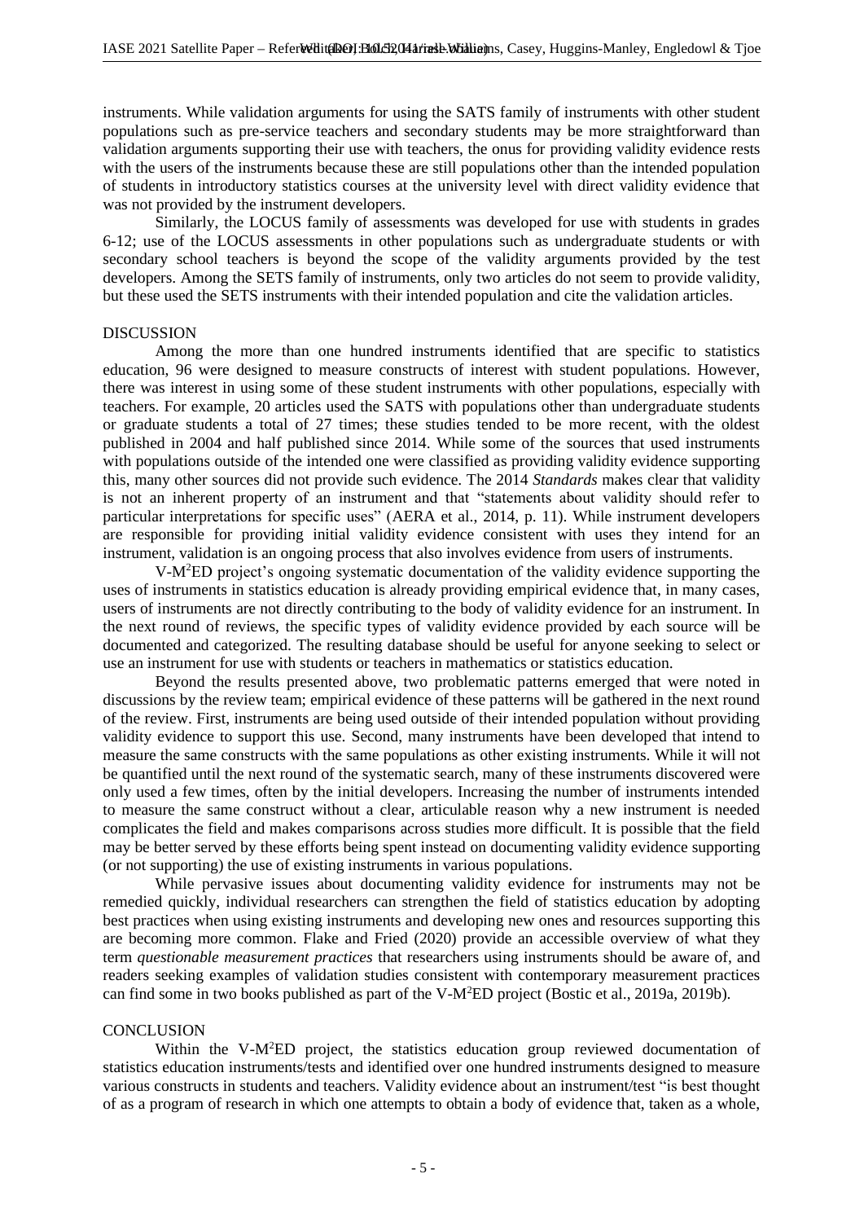instruments. While validation arguments for using the SATS family of instruments with other student populations such as pre-service teachers and secondary students may be more straightforward than validation arguments supporting their use with teachers, the onus for providing validity evidence rests with the users of the instruments because these are still populations other than the intended population of students in introductory statistics courses at the university level with direct validity evidence that was not provided by the instrument developers.

Similarly, the LOCUS family of assessments was developed for use with students in grades 6-12; use of the LOCUS assessments in other populations such as undergraduate students or with secondary school teachers is beyond the scope of the validity arguments provided by the test developers. Among the SETS family of instruments, only two articles do not seem to provide validity, but these used the SETS instruments with their intended population and cite the validation articles.

## DISCUSSION

Among the more than one hundred instruments identified that are specific to statistics education, 96 were designed to measure constructs of interest with student populations. However, there was interest in using some of these student instruments with other populations, especially with teachers. For example, 20 articles used the SATS with populations other than undergraduate students or graduate students a total of 27 times; these studies tended to be more recent, with the oldest published in 2004 and half published since 2014. While some of the sources that used instruments with populations outside of the intended one were classified as providing validity evidence supporting this, many other sources did not provide such evidence. The 2014 *Standards* makes clear that validity is not an inherent property of an instrument and that "statements about validity should refer to particular interpretations for specific uses" (AERA et al., 2014, p. 11). While instrument developers are responsible for providing initial validity evidence consistent with uses they intend for an instrument, validation is an ongoing process that also involves evidence from users of instruments.

V-M$^2$ED project's ongoing systematic documentation of the validity evidence supporting the uses of instruments in statistics education is already providing empirical evidence that, in many cases, users of instruments are not directly contributing to the body of validity evidence for an instrument. In the next round of reviews, the specific types of validity evidence provided by each source will be documented and categorized. The resulting database should be useful for anyone seeking to select or use an instrument for use with students or teachers in mathematics or statistics education.

Beyond the results presented above, two problematic patterns emerged that were noted in discussions by the review team; empirical evidence of these patterns will be gathered in the next round of the review. First, instruments are being used outside of their intended population without providing validity evidence to support this use. Second, many instruments have been developed that intend to measure the same constructs with the same populations as other existing instruments. While it will not be quantified until the next round of the systematic search, many of these instruments discovered were only used a few times, often by the initial developers. Increasing the number of instruments intended to measure the same construct without a clear, articulable reason why a new instrument is needed complicates the field and makes comparisons across studies more difficult. It is possible that the field may be better served by these efforts being spent instead on documenting validity evidence supporting (or not supporting) the use of existing instruments in various populations.

While pervasive issues about documenting validity evidence for instruments may not be remedied quickly, individual researchers can strengthen the field of statistics education by adopting best practices when using existing instruments and developing new ones and resources supporting this are becoming more common. Flake and Fried (2020) provide an accessible overview of what they term *questionable measurement practices* that researchers using instruments should be aware of, and readers seeking examples of validation studies consistent with contemporary measurement practices can find some in two books published as part of the V-M$^2$ED project (Bostic et al., 2019a, 2019b).

## CONCLUSION

Within the V-M$^2$ED project, the statistics education group reviewed documentation of statistics education instruments/tests and identified over one hundred instruments designed to measure various constructs in students and teachers. Validity evidence about an instrument/test "is best thought of as a program of research in which one attempts to obtain a body of evidence that, taken as a whole,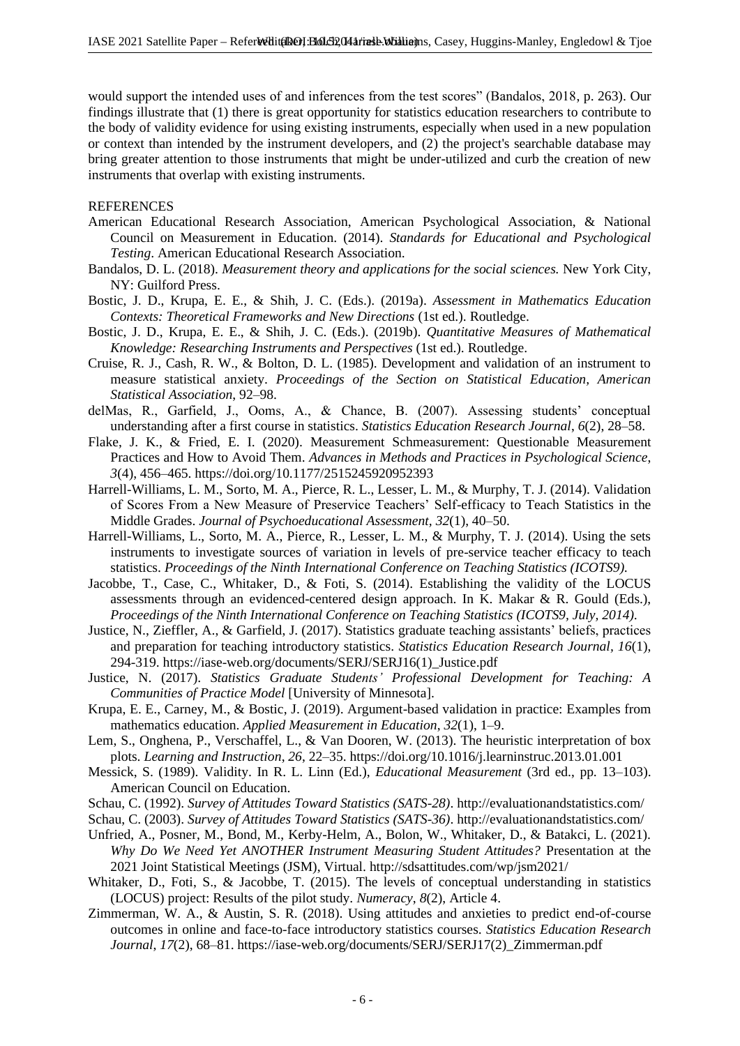would support the intended uses of and inferences from the test scores" (Bandalos, 2018, p. 263). Our findings illustrate that (1) there is great opportunity for statistics education researchers to contribute to the body of validity evidence for using existing instruments, especially when used in a new population or context than intended by the instrument developers, and (2) the project's searchable database may bring greater attention to those instruments that might be under-utilized and curb the creation of new instruments that overlap with existing instruments.

REFERENCES

American Educational Research Association, American Psychological Association, & National Council on Measurement in Education. (2014). *Standards for Educational and Psychological Testing*. American Educational Research Association.

Bandalos, D. L. (2018). *Measurement theory and applications for the social sciences.* New York City, NY: Guilford Press.

Bostic, J. D., Krupa, E. E., & Shih, J. C. (Eds.). (2019a). *Assessment in Mathematics Education Contexts: Theoretical Frameworks and New Directions* (1st ed.). Routledge.

Bostic, J. D., Krupa, E. E., & Shih, J. C. (Eds.). (2019b). *Quantitative Measures of Mathematical Knowledge: Researching Instruments and Perspectives* (1st ed.). Routledge.

Cruise, R. J., Cash, R. W., & Bolton, D. L. (1985). Development and validation of an instrument to measure statistical anxiety. *Proceedings of the Section on Statistical Education, American Statistical Association*, 92–98.

delMas, R., Garfield, J., Ooms, A., & Chance, B. (2007). Assessing students' conceptual understanding after a first course in statistics. *Statistics Education Research Journal*, *6*(2), 28–58.

Flake, J. K., & Fried, E. I. (2020). Measurement Schmeasurement: Questionable Measurement Practices and How to Avoid Them. *Advances in Methods and Practices in Psychological Science*, *3*(4), 456–465. https://doi.org/10.1177/2515245920952393

Harrell-Williams, L. M., Sorto, M. A., Pierce, R. L., Lesser, L. M., & Murphy, T. J. (2014). Validation of Scores From a New Measure of Preservice Teachers' Self-efficacy to Teach Statistics in the Middle Grades. *Journal of Psychoeducational Assessment*, *32*(1), 40–50.

Harrell-Williams, L., Sorto, M. A., Pierce, R., Lesser, L. M., & Murphy, T. J. (2014). Using the sets instruments to investigate sources of variation in levels of pre-service teacher efficacy to teach statistics. *Proceedings of the Ninth International Conference on Teaching Statistics (ICOTS9).*

Jacobbe, T., Case, C., Whitaker, D., & Foti, S. (2014). Establishing the validity of the LOCUS assessments through an evidenced-centered design approach. In K. Makar & R. Gould (Eds.), *Proceedings of the Ninth International Conference on Teaching Statistics (ICOTS9, July, 2014).*

Justice, N., Zieffler, A., & Garfield, J. (2017). Statistics graduate teaching assistants' beliefs, practices and preparation for teaching introductory statistics. *Statistics Education Research Journal*, *16*(1), 294-319. https://iase-web.org/documents/SERJ/SERJ16(1)_Justice.pdf

Justice, N. (2017). *Statistics Graduate Students' Professional Development for Teaching: A Communities of Practice Model* [University of Minnesota].

Krupa, E. E., Carney, M., & Bostic, J. (2019). Argument-based validation in practice: Examples from mathematics education. *Applied Measurement in Education*, *32*(1), 1–9.

Lem, S., Onghena, P., Verschaffel, L., & Van Dooren, W. (2013). The heuristic interpretation of box plots. *Learning and Instruction*, *26*, 22–35. https://doi.org/10.1016/j.learninstruc.2013.01.001

Messick, S. (1989). Validity. In R. L. Linn (Ed.), *Educational Measurement* (3rd ed., pp. 13–103). American Council on Education.

Schau, C. (1992). *Survey of Attitudes Toward Statistics (SATS-28)*. http://evaluationandstatistics.com/

Schau, C. (2003). *Survey of Attitudes Toward Statistics (SATS-36)*. http://evaluationandstatistics.com/

Unfried, A., Posner, M., Bond, M., Kerby-Helm, A., Bolon, W., Whitaker, D., & Batakci, L. (2021). *Why Do We Need Yet ANOTHER Instrument Measuring Student Attitudes?* Presentation at the 2021 Joint Statistical Meetings (JSM), Virtual. http://sdsattitudes.com/wp/jsm2021/

Whitaker, D., Foti, S., & Jacobbe, T. (2015). The levels of conceptual understanding in statistics (LOCUS) project: Results of the pilot study. *Numeracy*, *8*(2), Article 4.

Zimmerman, W. A., & Austin, S. R. (2018). Using attitudes and anxieties to predict end-of-course outcomes in online and face-to-face introductory statistics courses. *Statistics Education Research Journal*, *17*(2), 68–81. https://iase-web.org/documents/SERJ/SERJ17(2)_Zimmerman.pdf